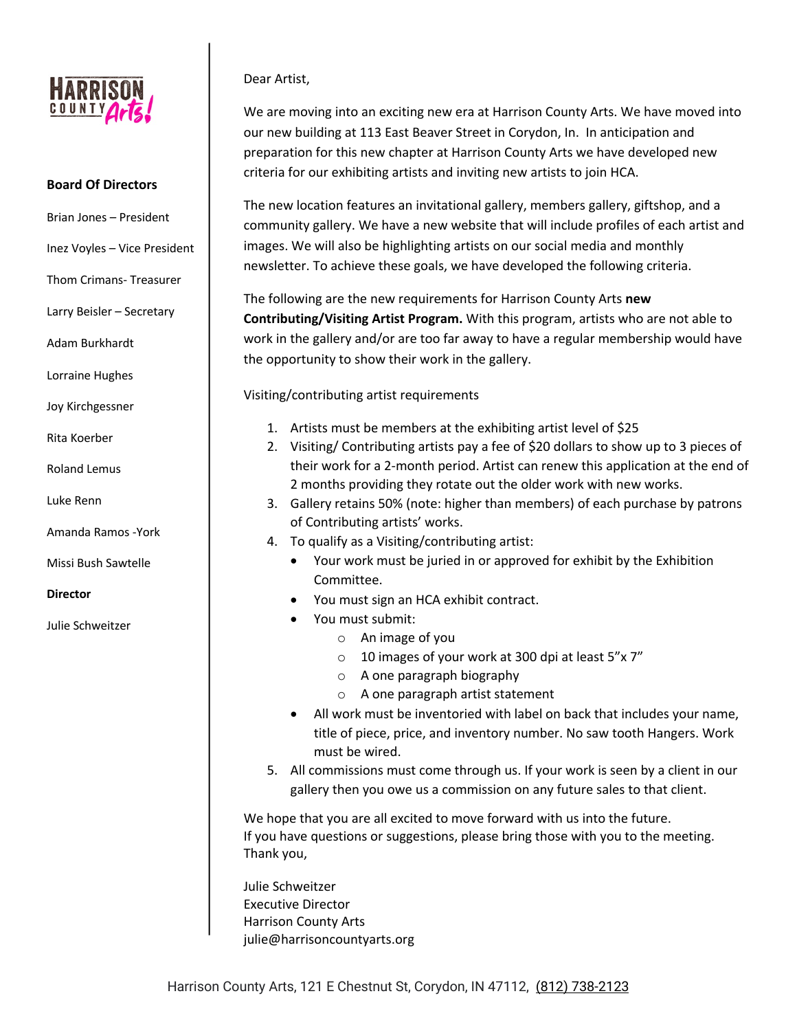HARRISON COUNTY Arts!

**Board Of Directors**

Brian Jones – President

Inez Voyles – Vice President

Thom Crimans- Treasurer

Larry Beisler – Secretary

Adam Burkhardt

Lorraine Hughes

Joy Kirchgessner

Rita Koerber

Roland Lemus

Luke Renn

Amanda Ramos -York

Missi Bush Sawtelle

**Director**

Julie Schweitzer

Dear Artist,

We are moving into an exciting new era at Harrison County Arts. We have moved into our new building at 113 East Beaver Street in Corydon, In. In anticipation and preparation for this new chapter at Harrison County Arts we have developed new criteria for our exhibiting artists and inviting new artists to join HCA.

The new location features an invitational gallery, members gallery, giftshop, and a community gallery. We have a new website that will include profiles of each artist and images. We will also be highlighting artists on our social media and monthly newsletter. To achieve these goals, we have developed the following criteria.

The following are the new requirements for Harrison County Arts **new Contributing/Visiting Artist Program.** With this program, artists who are not able to work in the gallery and/or are too far away to have a regular membership would have the opportunity to show their work in the gallery.

Visiting/contributing artist requirements

1. Artists must be members at the exhibiting artist level of $25
2. Visiting/ Contributing artists pay a fee of $20 dollars to show up to 3 pieces of their work for a 2-month period. Artist can renew this application at the end of 2 months providing they rotate out the older work with new works.
3. Gallery retains 50% (note: higher than members) of each purchase by patrons of Contributing artists' works.
4. To qualify as a Visiting/contributing artist:
   - Your work must be juried in or approved for exhibit by the Exhibition Committee.
   - You must sign an HCA exhibit contract.
   - You must submit:
     - An image of you
     - 10 images of your work at 300 dpi at least 5"x 7"
     - A one paragraph biography
     - A one paragraph artist statement
   - All work must be inventoried with label on back that includes your name, title of piece, price, and inventory number. No saw tooth Hangers. Work must be wired.
5. All commissions must come through us. If your work is seen by a client in our gallery then you owe us a commission on any future sales to that client.

We hope that you are all excited to move forward with us into the future.
If you have questions or suggestions, please bring those with you to the meeting.
Thank you,

Julie Schweitzer
Executive Director
Harrison County Arts
julie@harrisoncountyarts.org

Harrison County Arts, 121 E Chestnut St, Corydon, IN 47112, (812) 738-2123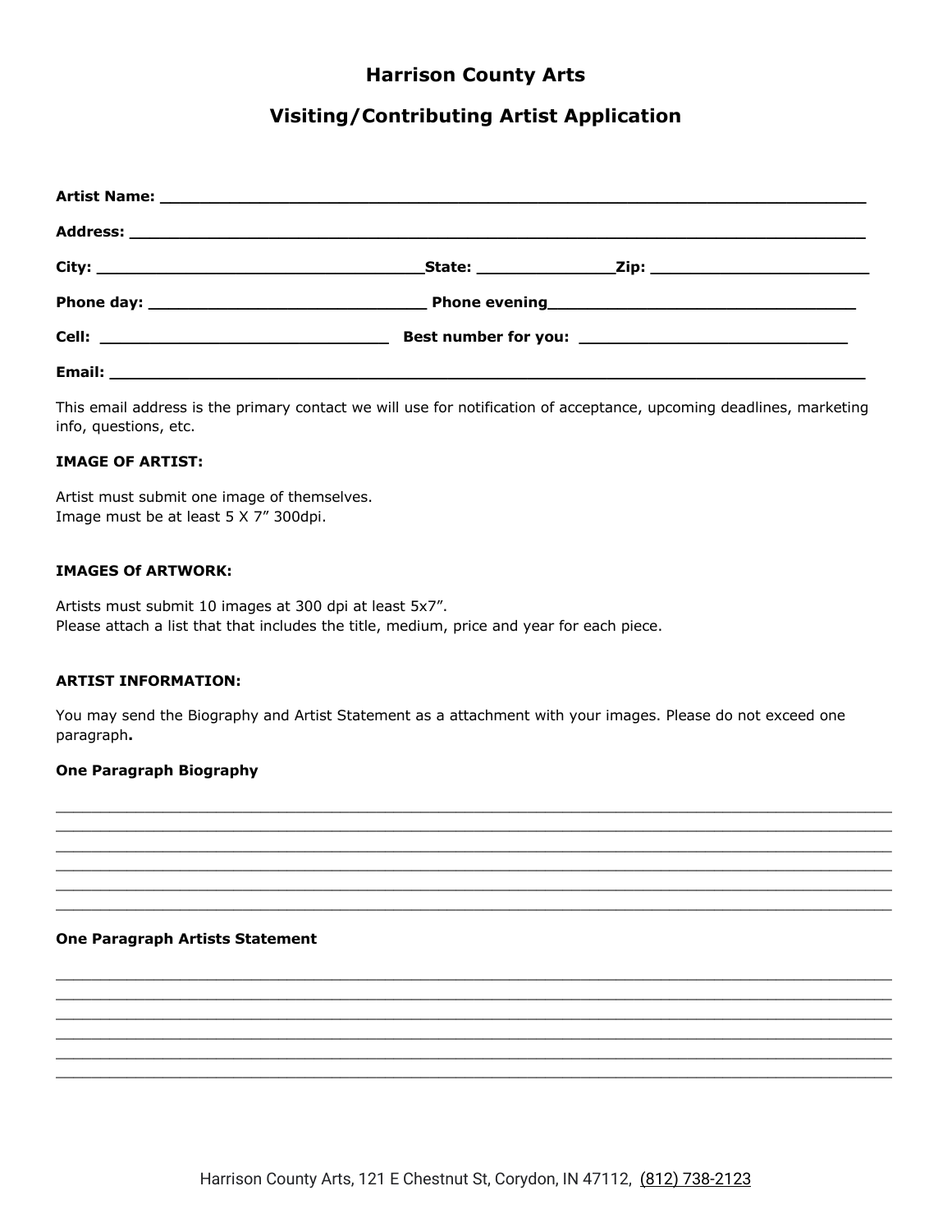# Harrison County Arts

## Visiting/Contributing Artist Application

**Artist Name:** ______________________________________________________________

**Address:** ______________________________________________________________

**City:** ______________________________ **State:** ____________ **Zip:** ____________________

**Phone day:** __________________________ **Phone evening** ______________________________

**Cell:** ____________________________ **Best number for you:** __________________________

**Email:** ______________________________________________________________

This email address is the primary contact we will use for notification of acceptance, upcoming deadlines, marketing info, questions, etc.

**IMAGE OF ARTIST:**

Artist must submit one image of themselves.
Image must be at least 5 X 7" 300dpi.

**IMAGES Of ARTWORK:**

Artists must submit 10 images at 300 dpi at least 5x7".
Please attach a list that that includes the title, medium, price and year for each piece.

**ARTIST INFORMATION:**

You may send the Biography and Artist Statement as a attachment with your images. Please do not exceed one paragraph**.**

**One Paragraph Biography**

________________________________________________________________________________
________________________________________________________________________________
________________________________________________________________________________
________________________________________________________________________________
________________________________________________________________________________
________________________________________________________________________________

**One Paragraph Artists Statement**

________________________________________________________________________________
________________________________________________________________________________
________________________________________________________________________________
________________________________________________________________________________
________________________________________________________________________________
________________________________________________________________________________

Harrison County Arts, 121 E Chestnut St, Corydon, IN 47112, (812) 738-2123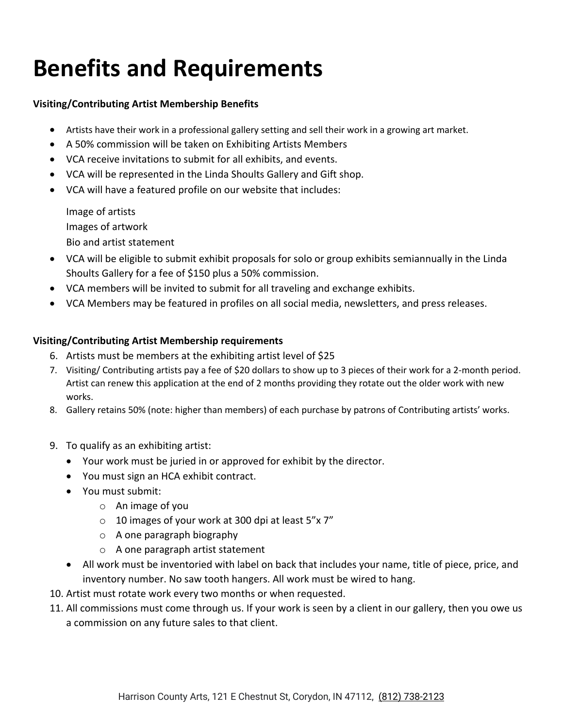# Benefits and Requirements

**Visiting/Contributing Artist Membership Benefits**

- Artists have their work in a professional gallery setting and sell their work in a growing art market.
- A 50% commission will be taken on Exhibiting Artists Members
- VCA receive invitations to submit for all exhibits, and events.
- VCA will be represented in the Linda Shoults Gallery and Gift shop.
- VCA will have a featured profile on our website that includes:

  Image of artists
  Images of artwork
  Bio and artist statement
- VCA will be eligible to submit exhibit proposals for solo or group exhibits semiannually in the Linda Shoults Gallery for a fee of $150 plus a 50% commission.
- VCA members will be invited to submit for all traveling and exchange exhibits.
- VCA Members may be featured in profiles on all social media, newsletters, and press releases.

**Visiting/Contributing Artist Membership requirements**

6. Artists must be members at the exhibiting artist level of $25
7. Visiting/ Contributing artists pay a fee of $20 dollars to show up to 3 pieces of their work for a 2-month period. Artist can renew this application at the end of 2 months providing they rotate out the older work with new works.
8. Gallery retains 50% (note: higher than members) of each purchase by patrons of Contributing artists' works.

9. To qualify as an exhibiting artist:
   - Your work must be juried in or approved for exhibit by the director.
   - You must sign an HCA exhibit contract.
   - You must submit:
     - An image of you
     - 10 images of your work at 300 dpi at least 5"x 7"
     - A one paragraph biography
     - A one paragraph artist statement
   - All work must be inventoried with label on back that includes your name, title of piece, price, and inventory number. No saw tooth hangers. All work must be wired to hang.
10. Artist must rotate work every two months or when requested.
11. All commissions must come through us. If your work is seen by a client in our gallery, then you owe us a commission on any future sales to that client.

Harrison County Arts, 121 E Chestnut St, Corydon, IN 47112, (812) 738-2123